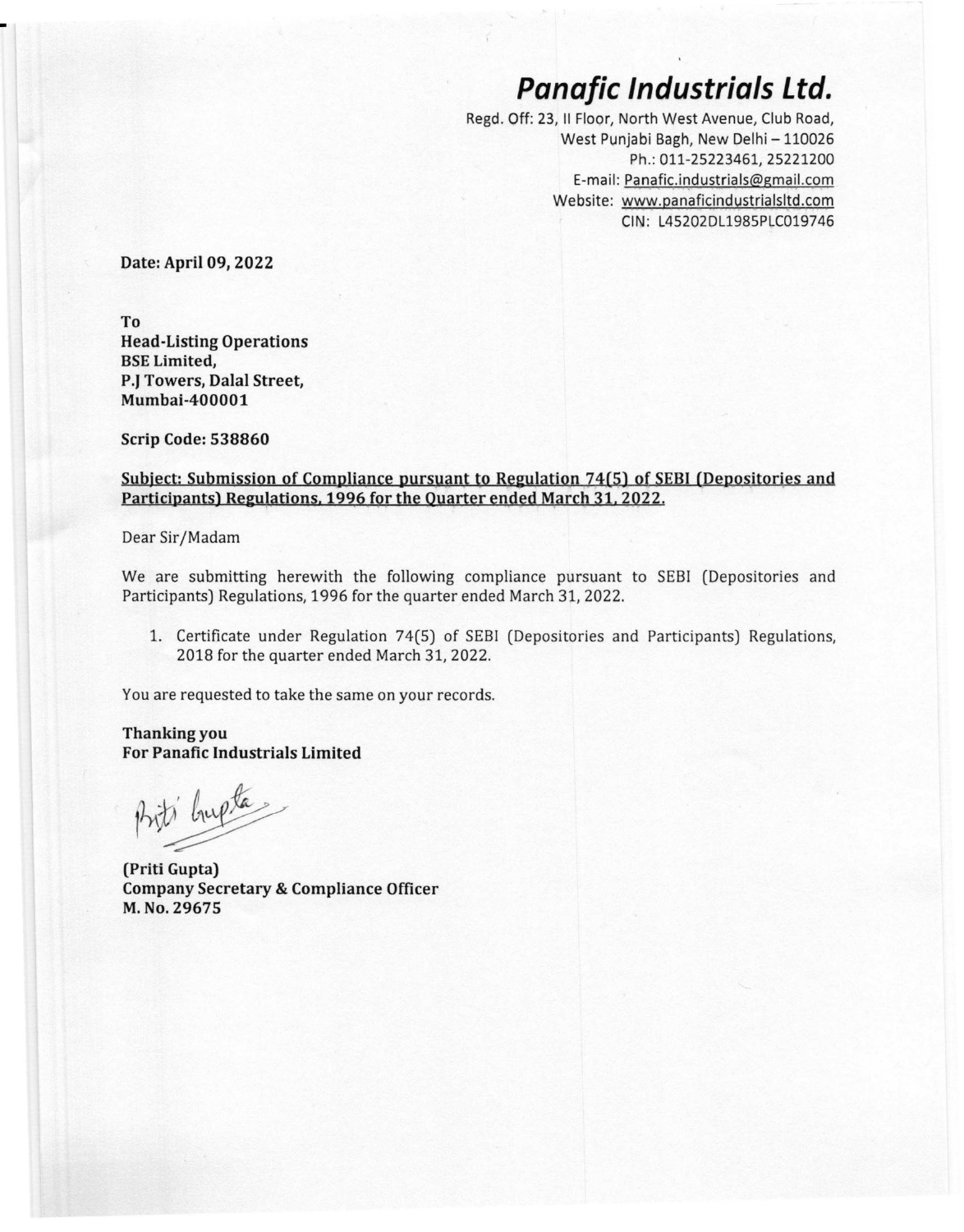# *Panafic Industrials Ltd.*

Regd. Off: 23, II Floor, North West Avenue, Club Road,
West Punjabi Bagh, New Delhi – 110026
Ph.: 011-25223461, 25221200
E-mail: Panafic.industrials@gmail.com
Website: www.panaficindustrialsltd.com
CIN: L45202DL1985PLC019746

**Date: April 09, 2022**

**To**
**Head-Listing Operations**
**BSE Limited,**
**P.J Towers, Dalal Street,**
**Mumbai-400001**

**Scrip Code: 538860**

**Subject: Submission of Compliance pursuant to Regulation 74(5) of SEBI (Depositories and Participants) Regulations, 1996 for the Quarter ended March 31, 2022.**

Dear Sir/Madam

We are submitting herewith the following compliance pursuant to SEBI (Depositories and Participants) Regulations, 1996 for the quarter ended March 31, 2022.

1. Certificate under Regulation 74(5) of SEBI (Depositories and Participants) Regulations, 2018 for the quarter ended March 31, 2022.

You are requested to take the same on your records.

**Thanking you**
**For Panafic Industrials Limited**

Priti Gupta

**(Priti Gupta)**
**Company Secretary & Compliance Officer**
**M. No. 29675**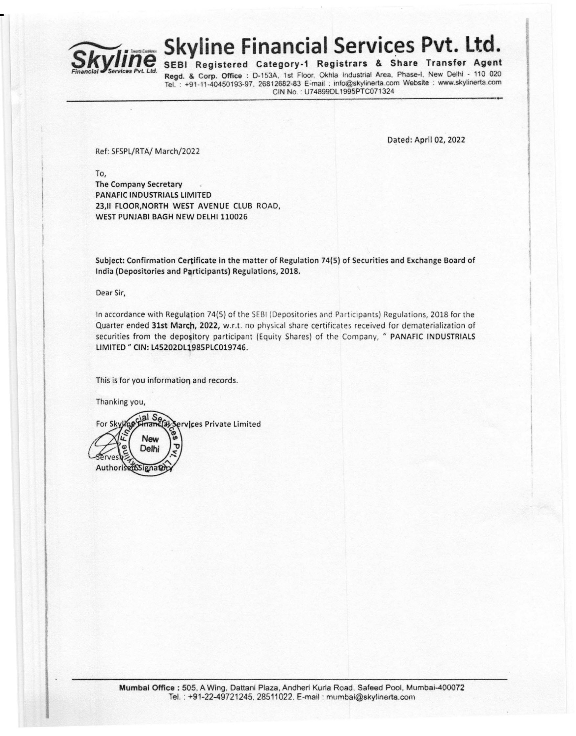# Skyline Financial Services Pvt. Ltd.

**SEBI Registered Category-1 Registrars & Share Transfer Agent**

**Regd. & Corp. Office :** D-153A, 1st Floor, Okhla Industrial Area, Phase-I, New Delhi - 110 020
Tel. : +91-11-40450193-97, 26812682-83 E-mail : info@skylinerta.com Website : www.skylinerta.com
CIN No. : U74899DL1995PTC071324

Dated: April 02, 2022

Ref: SFSPL/RTA/ March/2022

To,
The Company Secretary
PANAFIC INDUSTRIALS LIMITED
23,II FLOOR,NORTH WEST AVENUE CLUB ROAD,
WEST PUNJABI BAGH NEW DELHI 110026

**Subject: Confirmation Certificate in the matter of Regulation 74(5) of Securities and Exchange Board of India (Depositories and Participants) Regulations, 2018.**

Dear Sir,

In accordance with Regulation 74(5) of the SEBI (Depositories and Participants) Regulations, 2018 for the Quarter ended **31st March, 2022,** w.r.t. no physical share certificates received for dematerialization of securities from the depository participant (Equity Shares) of the Company, " **PANAFIC INDUSTRIALS LIMITED " CIN: L45202DL1985PLC019746.**

This is for you information and records.

Thanking you,

For Skyline Financial Services Private Limited

Servesh
Authorised Signatory

**Mumbai Office :** 505, A Wing, Dattani Plaza, Andheri Kurla Road, Safeed Pool, Mumbai-400072
Tel. : +91-22-49721245, 28511022. E-mail : mumbai@skylinerta.com